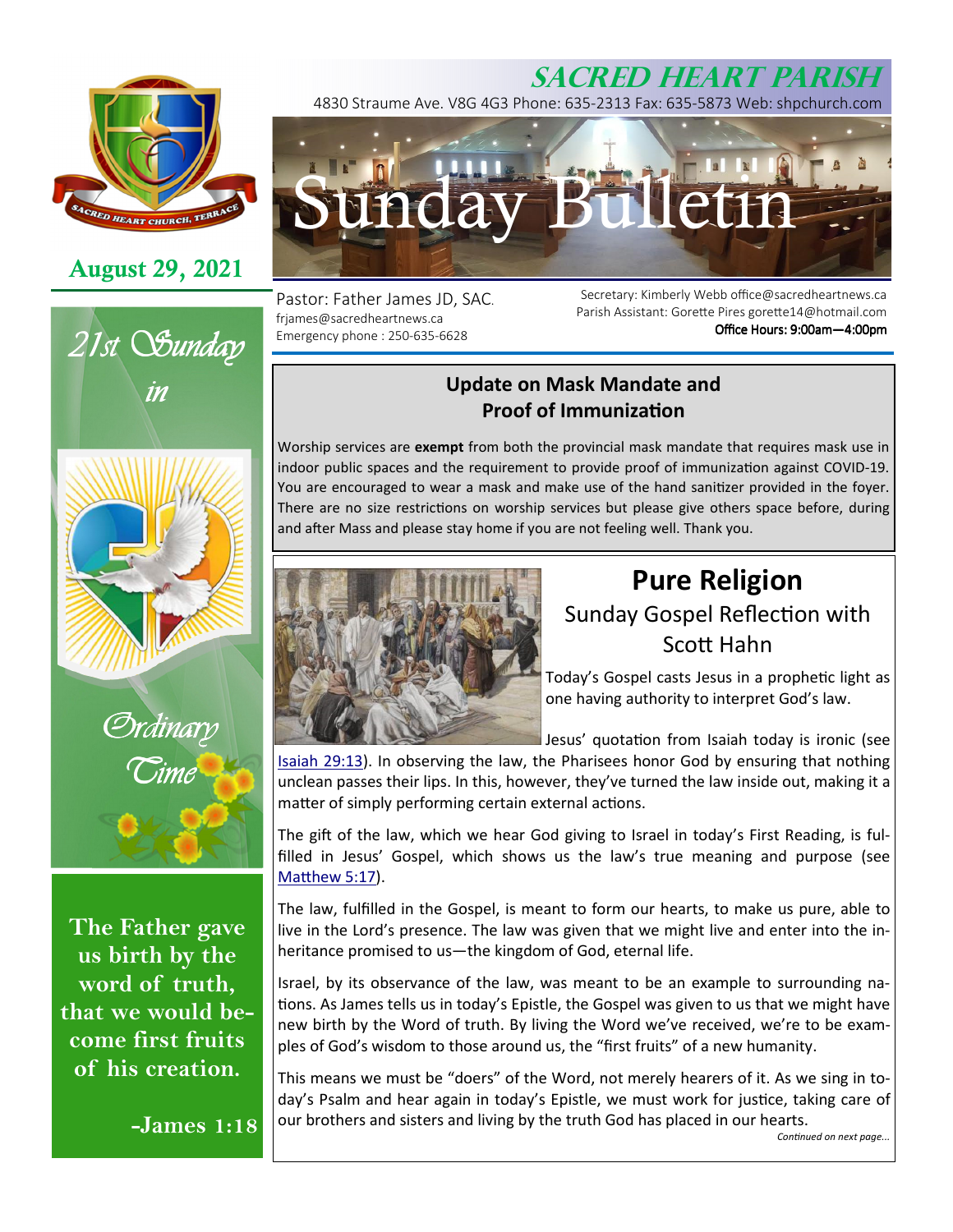# SACRED HEART PARISH

4830 Straume Ave. V8G 4G3 Phone: 635-2313 Fax: 635-5873 Web: shpchurch.com

# Sunday Bulletin

**August 29, 2021**

*21st Sunday in Ordinary Time*

Pastor: Father James JD, SAC.
frjames@sacredheartnews.ca
Emergency phone : 250-635-6628

Secretary: Kimberly Webb office@sacredheartnews.ca
Parish Assistant: Gorette Pires gorette14@hotmail.com
**Office Hours: 9:00am—4:00pm**

**The Father gave us birth by the word of truth, that we would become first fruits of his creation.**

**-James 1:18**

## Update on Mask Mandate and Proof of Immunization

Worship services are **exempt** from both the provincial mask mandate that requires mask use in indoor public spaces and the requirement to provide proof of immunization against COVID-19. You are encouraged to wear a mask and make use of the hand sanitizer provided in the foyer. There are no size restrictions on worship services but please give others space before, during and after Mass and please stay home if you are not feeling well. Thank you.

## Pure Religion

### Sunday Gospel Reflection with Scott Hahn

Today's Gospel casts Jesus in a prophetic light as one having authority to interpret God's law.

Jesus' quotation from Isaiah today is ironic (see Isaiah 29:13). In observing the law, the Pharisees honor God by ensuring that nothing unclean passes their lips. In this, however, they've turned the law inside out, making it a matter of simply performing certain external actions.

The gift of the law, which we hear God giving to Israel in today's First Reading, is fulfilled in Jesus' Gospel, which shows us the law's true meaning and purpose (see Matthew 5:17).

The law, fulfilled in the Gospel, is meant to form our hearts, to make us pure, able to live in the Lord's presence. The law was given that we might live and enter into the inheritance promised to us—the kingdom of God, eternal life.

Israel, by its observance of the law, was meant to be an example to surrounding nations. As James tells us in today's Epistle, the Gospel was given to us that we might have new birth by the Word of truth. By living the Word we've received, we're to be examples of God's wisdom to those around us, the "first fruits" of a new humanity.

This means we must be "doers" of the Word, not merely hearers of it. As we sing in today's Psalm and hear again in today's Epistle, we must work for justice, taking care of our brothers and sisters and living by the truth God has placed in our hearts.

*Continued on next page...*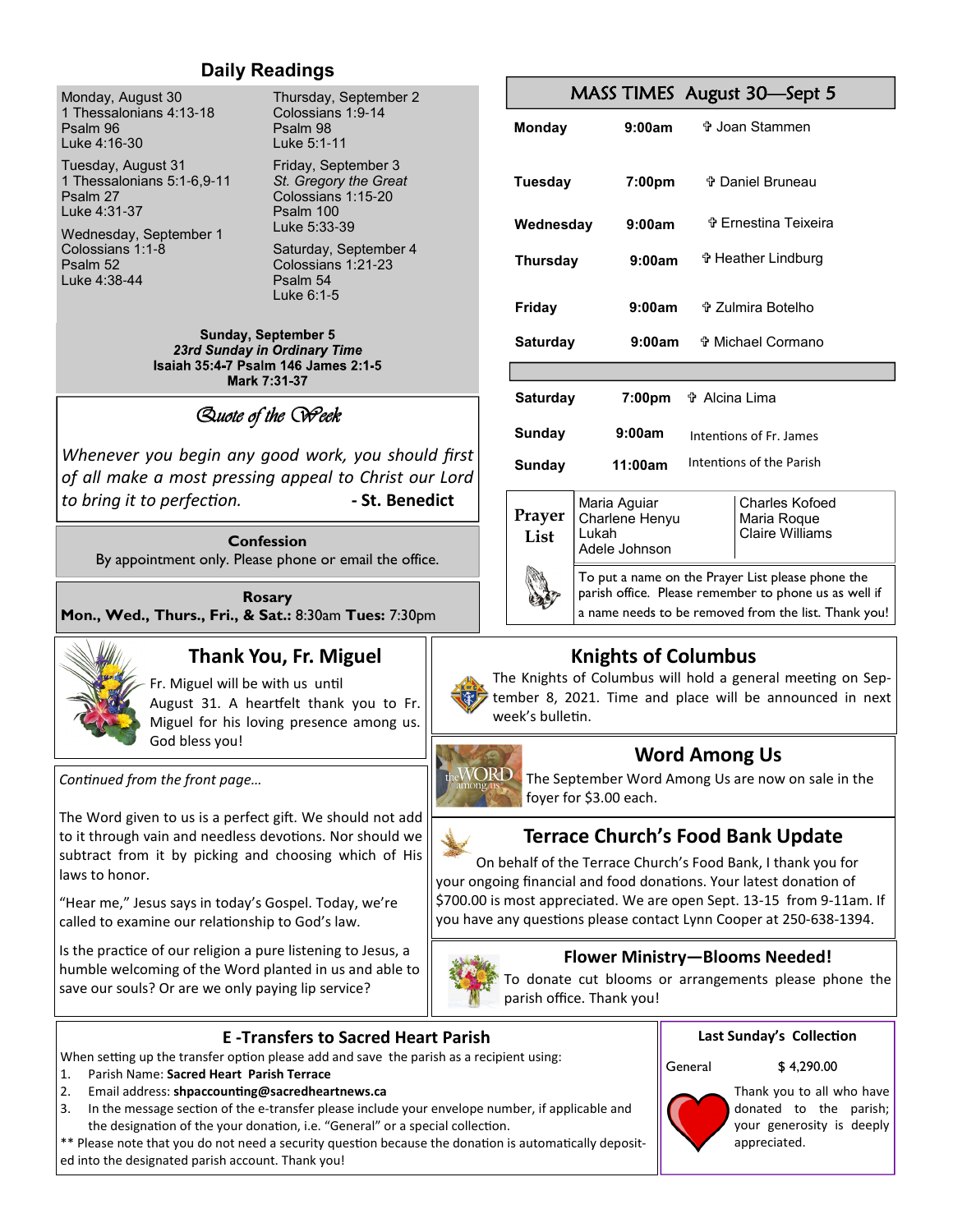## Daily Readings

**Monday, August 30**
1 Thessalonians 4:13-18
Psalm 96
Luke 4:16-30

**Tuesday, August 31**
1 Thessalonians 5:1-6,9-11
Psalm 27
Luke 4:31-37

**Wednesday, September 1**
Colossians 1:1-8
Psalm 52
Luke 4:38-44

**Thursday, September 2**
Colossians 1:9-14
Psalm 98
Luke 5:1-11

**Friday, September 3**
*St. Gregory the Great*
Colossians 1:15-20
Psalm 100
Luke 5:33-39

**Saturday, September 4**
Colossians 1:21-23
Psalm 54
Luke 6:1-5

**Sunday, September 5**
***23rd Sunday in Ordinary Time***
**Isaiah 35:4-7 Psalm 146 James 2:1-5**
**Mark 7:31-37**

## Quote of the Week

*Whenever you begin any good work, you should first of all make a most pressing appeal to Christ our Lord to bring it to perfection.* **- St. Benedict**

**Confession**
By appointment only. Please phone or email the office.

**Rosary**
**Mon., Wed., Thurs., Fri., & Sat.:** 8:30am **Tues:** 7:30pm

## MASS TIMES August 30—Sept 5

| | | |
|---|---|---|
| **Monday** | **9:00am** | ✞ Joan Stammen |
| **Tuesday** | **7:00pm** | ✞ Daniel Bruneau |
| **Wednesday** | **9:00am** | ✞ Ernestina Teixeira |
| **Thursday** | **9:00am** | ✞ Heather Lindburg |
| **Friday** | **9:00am** | ✞ Zulmira Botelho |
| **Saturday** | **9:00am** | ✞ Michael Cormano |
| **Saturday** | **7:00pm** | ✞ Alcina Lima |
| **Sunday** | **9:00am** | Intentions of Fr. James |
| **Sunday** | **11:00am** | Intentions of the Parish |

## Prayer List

Maria Aguiar
Charlene Henyu
Lukah
Adele Johnson
Charles Kofoed
Maria Roque
Claire Williams

To put a name on the Prayer List please phone the parish office. Please remember to phone us as well if a name needs to be removed from the list. Thank you!

## Thank You, Fr. Miguel

Fr. Miguel will be with us until August 31. A heartfelt thank you to Fr. Miguel for his loving presence among us. God bless you!

*Continued from the front page…*

The Word given to us is a perfect gift. We should not add to it through vain and needless devotions. Nor should we subtract from it by picking and choosing which of His laws to honor.

"Hear me," Jesus says in today's Gospel. Today, we're called to examine our relationship to God's law.

Is the practice of our religion a pure listening to Jesus, a humble welcoming of the Word planted in us and able to save our souls? Or are we only paying lip service?

## Knights of Columbus

The Knights of Columbus will hold a general meeting on September 8, 2021. Time and place will be announced in next week's bulletin.

## Word Among Us

The September Word Among Us are now on sale in the foyer for $3.00 each.

## Terrace Church's Food Bank Update

On behalf of the Terrace Church's Food Bank, I thank you for your ongoing financial and food donations. Your latest donation of $700.00 is most appreciated. We are open Sept. 13-15 from 9-11am. If you have any questions please contact Lynn Cooper at 250-638-1394.

## Flower Ministry—Blooms Needed!

To donate cut blooms or arrangements please phone the parish office. Thank you!

## E -Transfers to Sacred Heart Parish

When setting up the transfer option please add and save the parish as a recipient using:

1. Parish Name: **Sacred Heart Parish Terrace**
2. Email address: **shpaccounting@sacredheartnews.ca**
3. In the message section of the e-transfer please include your envelope number, if applicable and the designation of the your donation, i.e. "General" or a special collection.

** Please note that you do not need a security question because the donation is automatically deposited into the designated parish account. Thank you!

## Last Sunday's Collection

General $ 4,290.00

Thank you to all who have donated to the parish; your generosity is deeply appreciated.